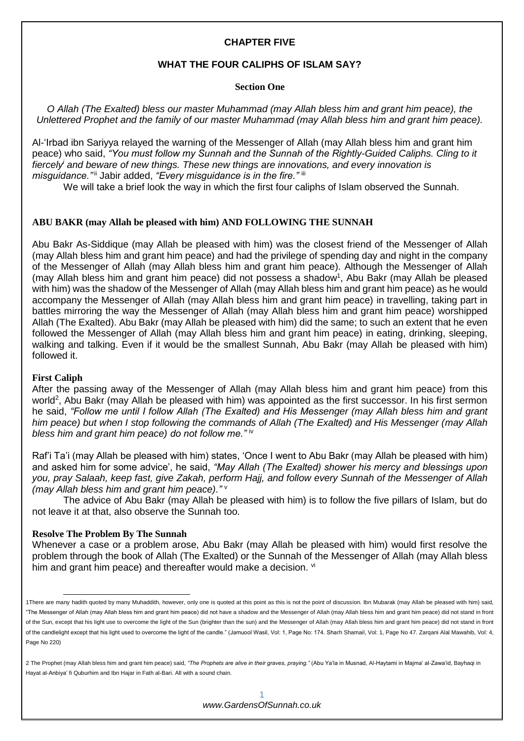# CHAPTER FIVE

## WHAT THE FOUR CALIPHS OF ISLAM SAY?

### Section One

*O Allah (The Exalted) bless our master Muhammad (may Allah bless him and grant him peace), the Unlettered Prophet and the family of our master Muhammad (may Allah bless him and grant him peace).*

Al-'Irbad ibn Sariyya relayed the warning of the Messenger of Allah (may Allah bless him and grant him peace) who said, *"You must follow my Sunnah and the Sunnah of the Rightly-Guided Caliphs. Cling to it fiercely*[i] *and beware of new things. These new things are innovations, and every innovation is misguidance."*[ii] Jabir added, *"Every misguidance is in the fire."*[iii]

We will take a brief look the way in which the first four caliphs of Islam observed the Sunnah.

### ABU BAKR (may Allah be pleased with him) AND FOLLOWING THE SUNNAH

Abu Bakr As-Siddique (may Allah be pleased with him) was the closest friend of the Messenger of Allah (may Allah bless him and grant him peace) and had the privilege of spending day and night in the company of the Messenger of Allah (may Allah bless him and grant him peace). Although the Messenger of Allah (may Allah bless him and grant him peace) did not possess a shadow[1], Abu Bakr (may Allah be pleased with him) was the shadow of the Messenger of Allah (may Allah bless him and grant him peace) as he would accompany the Messenger of Allah (may Allah bless him and grant him peace) in travelling, taking part in battles mirroring the way the Messenger of Allah (may Allah bless him and grant him peace) worshipped Allah (The Exalted). Abu Bakr (may Allah be pleased with him) did the same; to such an extent that he even followed the Messenger of Allah (may Allah bless him and grant him peace) in eating, drinking, sleeping, walking and talking. Even if it would be the smallest Sunnah, Abu Bakr (may Allah be pleased with him) followed it.

**First Caliph**

After the passing away of the Messenger of Allah (may Allah bless him and grant him peace) from this world[2], Abu Bakr (may Allah be pleased with him) was appointed as the first successor. In his first sermon he said, *"Follow me until I follow Allah (The Exalted) and His Messenger (may Allah bless him and grant him peace) but when I stop following the commands of Allah (The Exalted) and His Messenger (may Allah bless him and grant him peace) do not follow me."*[iv]

Raf'i Ta'i (may Allah be pleased with him) states, 'Once I went to Abu Bakr (may Allah be pleased with him) and asked him for some advice', he said, *"May Allah (The Exalted) shower his mercy and blessings upon you, pray Salaah, keep fast, give Zakah, perform Hajj, and follow every Sunnah of the Messenger of Allah (may Allah bless him and grant him peace)."*[v]

The advice of Abu Bakr (may Allah be pleased with him) is to follow the five pillars of Islam, but do not leave it at that, also observe the Sunnah too.

**Resolve The Problem By The Sunnah**

Whenever a case or a problem arose, Abu Bakr (may Allah be pleased with him) would first resolve the problem through the book of Allah (The Exalted) or the Sunnah of the Messenger of Allah (may Allah bless him and grant him peace) and thereafter would make a decision.[vi]

---

1There are many hadith quoted by many Muhaddith, however, only one is quoted at this point as this is not the point of discussion. Ibn Mubarak (may Allah be pleased with him) said, "The Messenger of Allah (may Allah bless him and grant him peace) did not have a shadow and the Messenger of Allah (may Allah bless him and grant him peace) did not stand in front of the Sun, except that his light use to overcome the light of the Sun (brighter than the sun) and the Messenger of Allah (may Allah bless him and grant him peace) did not stand in front of the candlelight except that his light used to overcome the light of the candle." (Jamuool Wasil, Vol: 1, Page No: 174. Sharh Shamail, Vol: 1, Page No 47. Zarqani Alal Mawahib, Vol: 4, Page No 220)

2 The Prophet (may Allah bless him and grant him peace) said, *"The Prophets are alive in their graves, praying."* (Abu Ya'la in Musnad, Al-Haytami in Majma' al-Zawa'id, Bayhaqi in Hayat al-Anbiya' fi Quburhim and Ibn Hajar in Fath al-Bari. All with a sound chain.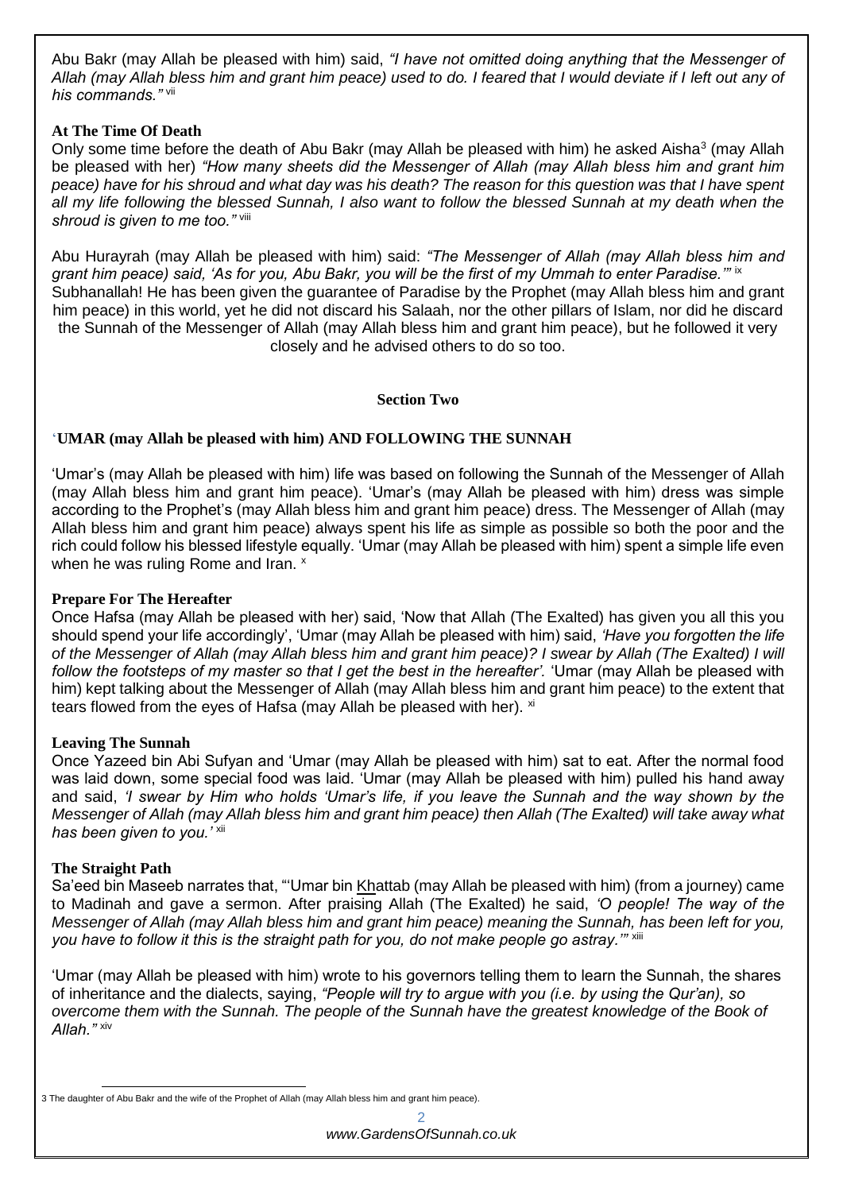Abu Bakr (may Allah be pleased with him) said, *"I have not omitted doing anything that the Messenger of Allah (may Allah bless him and grant him peace) used to do. I feared that I would deviate if I left out any of his commands."* [vii]

**At The Time Of Death**

Only some time before the death of Abu Bakr (may Allah be pleased with him) he asked Aisha[3] (may Allah be pleased with her) *"How many sheets did the Messenger of Allah (may Allah bless him and grant him peace) have for his shroud and what day was his death? The reason for this question was that I have spent all my life following the blessed Sunnah, I also want to follow the blessed Sunnah at my death when the shroud is given to me too."* [viii]

Abu Hurayrah (may Allah be pleased with him) said: *"The Messenger of Allah (may Allah bless him and grant him peace) said, 'As for you, Abu Bakr, you will be the first of my Ummah to enter Paradise.'"* [ix] Subhanallah! He has been given the guarantee of Paradise by the Prophet (may Allah bless him and grant him peace) in this world, yet he did not discard his Salaah, nor the other pillars of Islam, nor did he discard the Sunnah of the Messenger of Allah (may Allah bless him and grant him peace), but he followed it very closely and he advised others to do so too.

## Section Two

### 'UMAR (may Allah be pleased with him) AND FOLLOWING THE SUNNAH

'Umar's (may Allah be pleased with him) life was based on following the Sunnah of the Messenger of Allah (may Allah bless him and grant him peace). 'Umar's (may Allah be pleased with him) dress was simple according to the Prophet's (may Allah bless him and grant him peace) dress. The Messenger of Allah (may Allah bless him and grant him peace) always spent his life as simple as possible so both the poor and the rich could follow his blessed lifestyle equally. 'Umar (may Allah be pleased with him) spent a simple life even when he was ruling Rome and Iran. [x]

**Prepare For The Hereafter**

Once Hafsa (may Allah be pleased with her) said, 'Now that Allah (The Exalted) has given you all this you should spend your life accordingly', 'Umar (may Allah be pleased with him) said, *'Have you forgotten the life of the Messenger of Allah (may Allah bless him and grant him peace)? I swear by Allah (The Exalted) I will follow the footsteps of my master so that I get the best in the hereafter'.* 'Umar (may Allah be pleased with him) kept talking about the Messenger of Allah (may Allah bless him and grant him peace) to the extent that tears flowed from the eyes of Hafsa (may Allah be pleased with her). [xi]

**Leaving The Sunnah**

Once Yazeed bin Abi Sufyan and 'Umar (may Allah be pleased with him) sat to eat. After the normal food was laid down, some special food was laid. 'Umar (may Allah be pleased with him) pulled his hand away and said, *'I swear by Him who holds 'Umar's life, if you leave the Sunnah and the way shown by the Messenger of Allah (may Allah bless him and grant him peace) then Allah (The Exalted) will take away what has been given to you.'* [xii]

**The Straight Path**

Sa'eed bin Maseeb narrates that, "'Umar bin Khattab (may Allah be pleased with him) (from a journey) came to Madinah and gave a sermon. After praising Allah (The Exalted) he said, *'O people! The way of the Messenger of Allah (may Allah bless him and grant him peace) meaning the Sunnah, has been left for you, you have to follow it this is the straight path for you, do not make people go astray.'"* [xiii]

'Umar (may Allah be pleased with him) wrote to his governors telling them to learn the Sunnah, the shares of inheritance and the dialects, saying, *"People will try to argue with you (i.e. by using the Qur'an), so overcome them with the Sunnah. The people of the Sunnah have the greatest knowledge of the Book of Allah."* [xiv]

3 The daughter of Abu Bakr and the wife of the Prophet of Allah (may Allah bless him and grant him peace).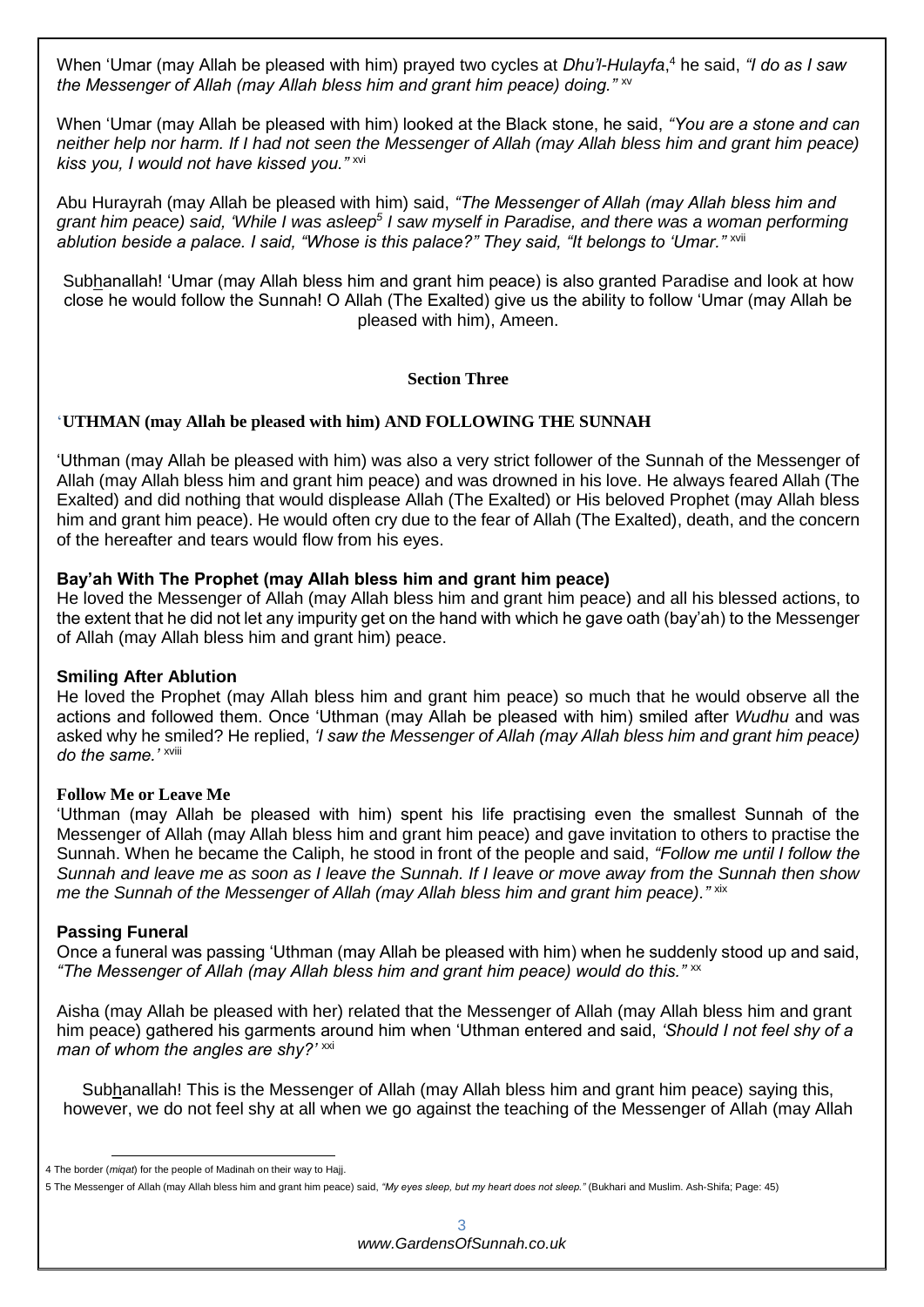When 'Umar (may Allah be pleased with him) prayed two cycles at *Dhu'l-Hulayfa*,[4] he said, *"I do as I saw the Messenger of Allah (may Allah bless him and grant him peace) doing."* [xv]

When 'Umar (may Allah be pleased with him) looked at the Black stone, he said, *"You are a stone and can neither help nor harm. If I had not seen the Messenger of Allah (may Allah bless him and grant him peace) kiss you, I would not have kissed you."* [xvi]

Abu Hurayrah (may Allah be pleased with him) said, *"The Messenger of Allah (may Allah bless him and grant him peace) said, 'While I was asleep[5] I saw myself in Paradise, and there was a woman performing ablution beside a palace. I said, "Whose is this palace?" They said, "It belongs to 'Umar."* [xvii]

Subhanallah! 'Umar (may Allah bless him and grant him peace) is also granted Paradise and look at how close he would follow the Sunnah! O Allah (The Exalted) give us the ability to follow 'Umar (may Allah be pleased with him), Ameen.

## Section Three

### 'UTHMAN (may Allah be pleased with him) AND FOLLOWING THE SUNNAH

'Uthman (may Allah be pleased with him) was also a very strict follower of the Sunnah of the Messenger of Allah (may Allah bless him and grant him peace) and was drowned in his love. He always feared Allah (The Exalted) and did nothing that would displease Allah (The Exalted) or His beloved Prophet (may Allah bless him and grant him peace). He would often cry due to the fear of Allah (The Exalted), death, and the concern of the hereafter and tears would flow from his eyes.

**Bay'ah With The Prophet (may Allah bless him and grant him peace)**

He loved the Messenger of Allah (may Allah bless him and grant him peace) and all his blessed actions, to the extent that he did not let any impurity get on the hand with which he gave oath (bay'ah) to the Messenger of Allah (may Allah bless him and grant him) peace.

**Smiling After Ablution**

He loved the Prophet (may Allah bless him and grant him peace) so much that he would observe all the actions and followed them. Once 'Uthman (may Allah be pleased with him) smiled after *Wudhu* and was asked why he smiled? He replied, *'I saw the Messenger of Allah (may Allah bless him and grant him peace) do the same.'* [xviii]

**Follow Me or Leave Me**

'Uthman (may Allah be pleased with him) spent his life practising even the smallest Sunnah of the Messenger of Allah (may Allah bless him and grant him peace) and gave invitation to others to practise the Sunnah. When he became the Caliph, he stood in front of the people and said, *"Follow me until I follow the Sunnah and leave me as soon as I leave the Sunnah. If I leave or move away from the Sunnah then show me the Sunnah of the Messenger of Allah (may Allah bless him and grant him peace)."* [xix]

**Passing Funeral**

Once a funeral was passing 'Uthman (may Allah be pleased with him) when he suddenly stood up and said, *"The Messenger of Allah (may Allah bless him and grant him peace) would do this."* [xx]

Aisha (may Allah be pleased with her) related that the Messenger of Allah (may Allah bless him and grant him peace) gathered his garments around him when 'Uthman entered and said, *'Should I not feel shy of a man of whom the angles are shy?'* [xxi]

Subhanallah! This is the Messenger of Allah (may Allah bless him and grant him peace) saying this, however, we do not feel shy at all when we go against the teaching of the Messenger of Allah (may Allah

---

4 The border (*miqat*) for the people of Madinah on their way to Hajj.

5 The Messenger of Allah (may Allah bless him and grant him peace) said, *"My eyes sleep, but my heart does not sleep."* (Bukhari and Muslim. Ash-Shifa; Page: 45)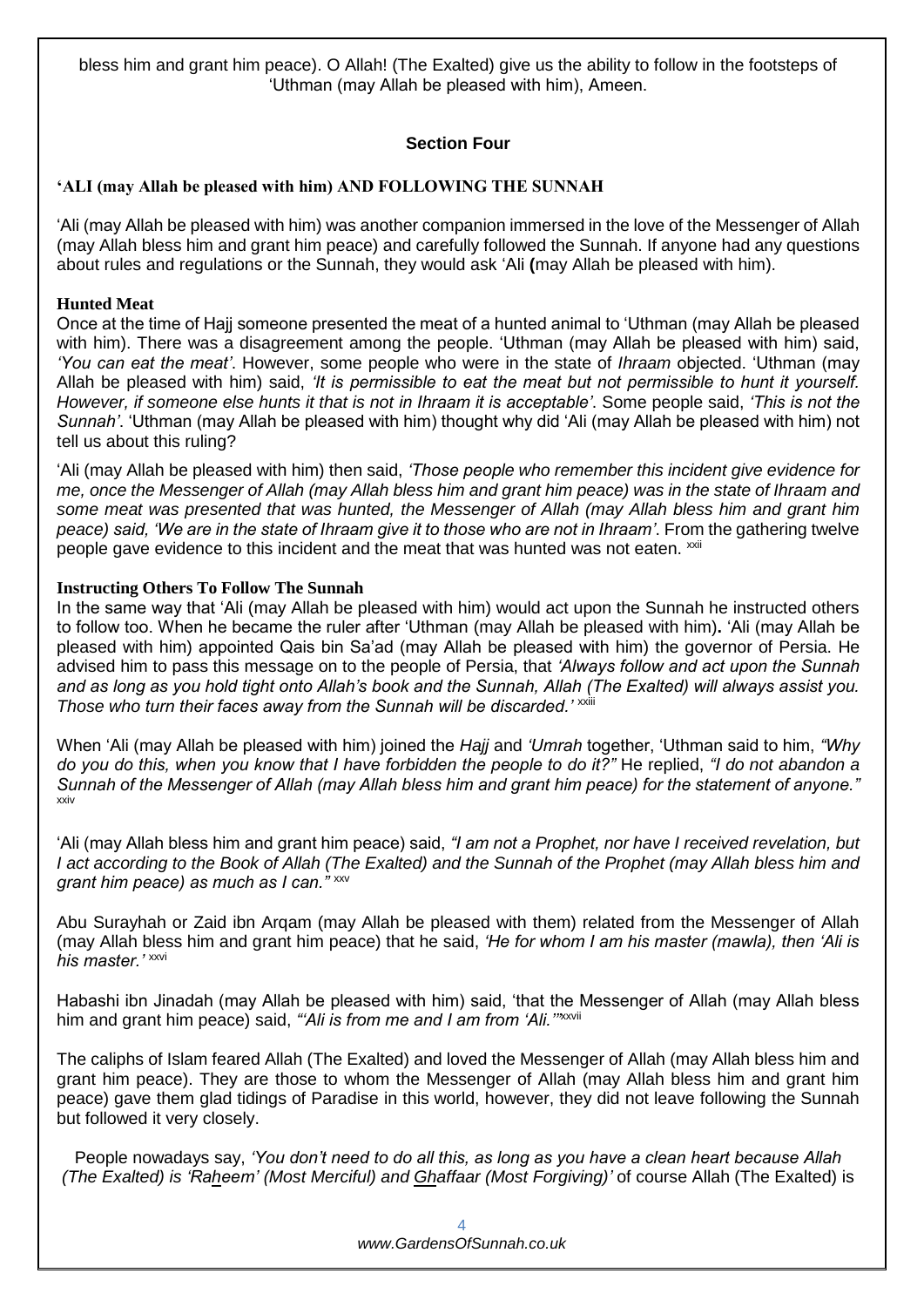bless him and grant him peace). O Allah! (The Exalted) give us the ability to follow in the footsteps of 'Uthman (may Allah be pleased with him), Ameen.

## Section Four

### 'ALI (may Allah be pleased with him) AND FOLLOWING THE SUNNAH

'Ali (may Allah be pleased with him) was another companion immersed in the love of the Messenger of Allah (may Allah bless him and grant him peace) and carefully followed the Sunnah. If anyone had any questions about rules and regulations or the Sunnah, they would ask 'Ali **(**may Allah be pleased with him).

**Hunted Meat**

Once at the time of Hajj someone presented the meat of a hunted animal to 'Uthman (may Allah be pleased with him). There was a disagreement among the people. 'Uthman (may Allah be pleased with him) said, *'You can eat the meat'*. However, some people who were in the state of *Ihraam* objected. 'Uthman (may Allah be pleased with him) said, *'It is permissible to eat the meat but not permissible to hunt it yourself. However, if someone else hunts it that is not in Ihraam it is acceptable'*. Some people said, *'This is not the Sunnah'*. 'Uthman (may Allah be pleased with him) thought why did 'Ali (may Allah be pleased with him) not tell us about this ruling?

'Ali (may Allah be pleased with him) then said, *'Those people who remember this incident give evidence for me, once the Messenger of Allah (may Allah bless him and grant him peace) was in the state of Ihraam and some meat was presented that was hunted, the Messenger of Allah (may Allah bless him and grant him peace) said, 'We are in the state of Ihraam give it to those who are not in Ihraam'*. From the gathering twelve people gave evidence to this incident and the meat that was hunted was not eaten. [xxii]

**Instructing Others To Follow The Sunnah**

In the same way that 'Ali (may Allah be pleased with him) would act upon the Sunnah he instructed others to follow too. When he became the ruler after 'Uthman (may Allah be pleased with him)**.** 'Ali (may Allah be pleased with him) appointed Qais bin Sa'ad (may Allah be pleased with him) the governor of Persia. He advised him to pass this message on to the people of Persia, that *'Always follow and act upon the Sunnah and as long as you hold tight onto Allah's book and the Sunnah, Allah (The Exalted) will always assist you. Those who turn their faces away from the Sunnah will be discarded.'* [xxiii]

When 'Ali (may Allah be pleased with him) joined the *Hajj* and *'Umrah* together, 'Uthman said to him, *"Why do you do this, when you know that I have forbidden the people to do it?"* He replied, *"I do not abandon a Sunnah of the Messenger of Allah (may Allah bless him and grant him peace) for the statement of anyone."* [xxiv]

'Ali (may Allah bless him and grant him peace) said, *"I am not a Prophet, nor have I received revelation, but I act according to the Book of Allah (The Exalted) and the Sunnah of the Prophet (may Allah bless him and grant him peace) as much as I can."* [xxv]

Abu Surayhah or Zaid ibn Arqam (may Allah be pleased with them) related from the Messenger of Allah (may Allah bless him and grant him peace) that he said, *'He for whom I am his master (mawla), then 'Ali is his master.'* [xxvi]

Habashi ibn Jinadah (may Allah be pleased with him) said, 'that the Messenger of Allah (may Allah bless him and grant him peace) said, *"'Ali is from me and I am from 'Ali.'"*[xxvii]

The caliphs of Islam feared Allah (The Exalted) and loved the Messenger of Allah (may Allah bless him and grant him peace). They are those to whom the Messenger of Allah (may Allah bless him and grant him peace) gave them glad tidings of Paradise in this world, however, they did not leave following the Sunnah but followed it very closely.

People nowadays say, *'You don't need to do all this, as long as you have a clean heart because Allah (The Exalted) is 'Raheem' (Most Merciful) and Ghaffaar (Most Forgiving)'* of course Allah (The Exalted) is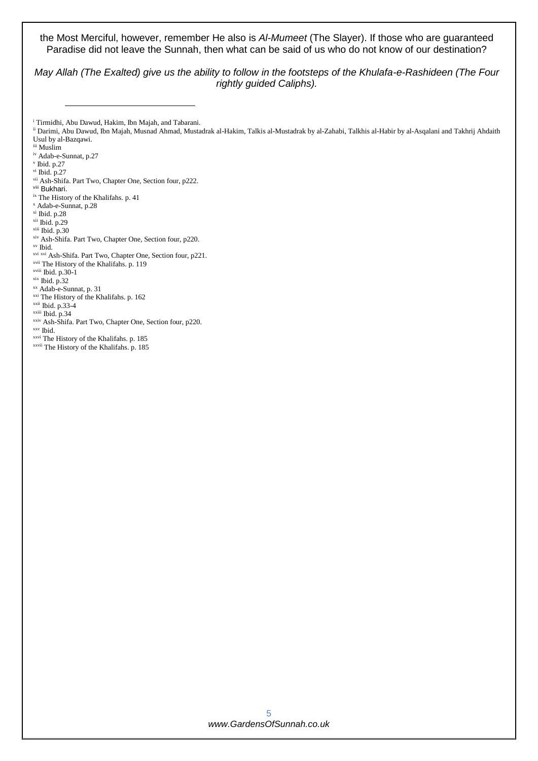the Most Merciful, however, remember He also is *Al-Mumeet* (The Slayer). If those who are guaranteed Paradise did not leave the Sunnah, then what can be said of us who do not know of our destination?

*May Allah (The Exalted) give us the ability to follow in the footsteps of the Khulafa-e-Rashideen (The Four rightly guided Caliphs).*

---

[i] Tirmidhi, Abu Dawud, Hakim, Ibn Majah, and Tabarani.
[ii] Darimi, Abu Dawud, Ibn Majah, Musnad Ahmad, Mustadrak al-Hakim, Talkis al-Mustadrak by al-Zahabi, Talkhis al-Habir by al-Asqalani and Takhrij Ahdaith Usul by al-Bazqawi.
[iii] Muslim
[iv] Adab-e-Sunnat, p.27
[v] Ibid. p.27
[vi] Ibid. p.27
[vii] Ash-Shifa. Part Two, Chapter One, Section four, p222.
[viii] Bukhari.
[ix] The History of the Khalifahs. p. 41
[x] Adab-e-Sunnat, p.28
[xi] Ibid. p.28
[xii] Ibid. p.29
[xiii] Ibid. p.30
[xiv] Ash-Shifa. Part Two, Chapter One, Section four, p220.
[xv] Ibid.
[xvi] [xvi] Ash-Shifa. Part Two, Chapter One, Section four, p221.
[xvii] The History of the Khalifahs. p. 119
[xviii] Ibid. p.30-1
[xix] Ibid. p.32
[xx] Adab-e-Sunnat, p. 31
[xxi] The History of the Khalifahs. p. 162
[xxii] Ibid. p.33-4
[xxiii] Ibid. p.34
[xxiv] Ash-Shifa. Part Two, Chapter One, Section four, p220.
[xxv] Ibid.
[xxvi] The History of the Khalifahs. p. 185
[xxvii] The History of the Khalifahs. p. 185

*www.GardensOfSunnah.co.uk*